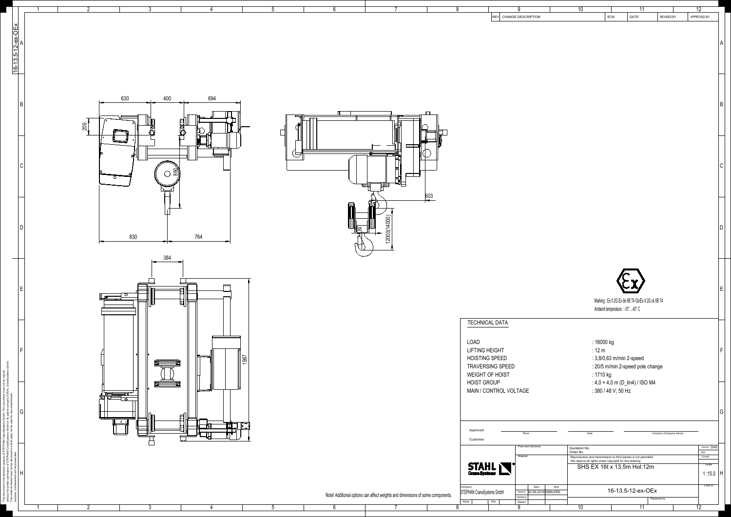| REV | CHANGE DESCRIPTION | ECN | DATE | REVISED BY | APPROVED BY |
|---|---|---|---|---|---|
| | | | | | |

630 400 694

209

890

830 764

603

88

12000(14000)

384

1987

Marking : Ex II 2G Ex de IIB T4 Gb/Ex II 2G ck IIB T4
Ambient temperature : -10°...40° C

## TECHNICAL DATA

| | |
|---|---|
| LOAD | : 16000 kg |
| LIFTING HEIGHT | : 12 m |
| HOISTING SPEED | : 3,8/0,63 m/min 2-speed |
| TRAVERSING SPEED | : 20/5 m/min 2-speed pole change |
| WEIGHT OF HOIST | : 1710 kg |
| HOIST GROUP | : 4,0 + 4,0 m (D_lin4) / ISO M4 |
| MAIN / CONTROL VOLTAGE | : 380 / 48 V; 50 Hz |

Approved: Place Date Company (Company stamp)

Customer

Note! Additional options can affect weights and dimensions of some components.

| | | | | |
|---|---|---|---|---|
| STAHL CraneSystems | Free size tolerance | Quotation No. | | Version: DAS |
| | Material | Order No. | | NSL |
| | | Reproduction and transmission to third parties is not permitted. We reserve all rights under copyright for this drawing | | TCHAR |
| | | SHS EX 16t x 13.5m Hol:12m | | Scale 1 :15.0 |
| Company: STEPHAN CraneSystems GmbH | Datum / Name | | | Copy to |
| | Drawn by 20.05.2019 DMA/XRS | 16-13.5-12-ex-OEx | | |
| | Checked by | | Replaced by | |
| Issue N/a | Released | | | |

16-13.5-12-ex-OEx

This document is the absolute property of STEPHAN CraneSystems GmbH. This document must not be copied without the written permission of STEPHAN CraneSystems GmbH or its parent company STAHL CraneSystems GmbH. The contents thereof must not be disclosed to a third party nor be used for any unauthorised purpose. Contravention will be prosecuted.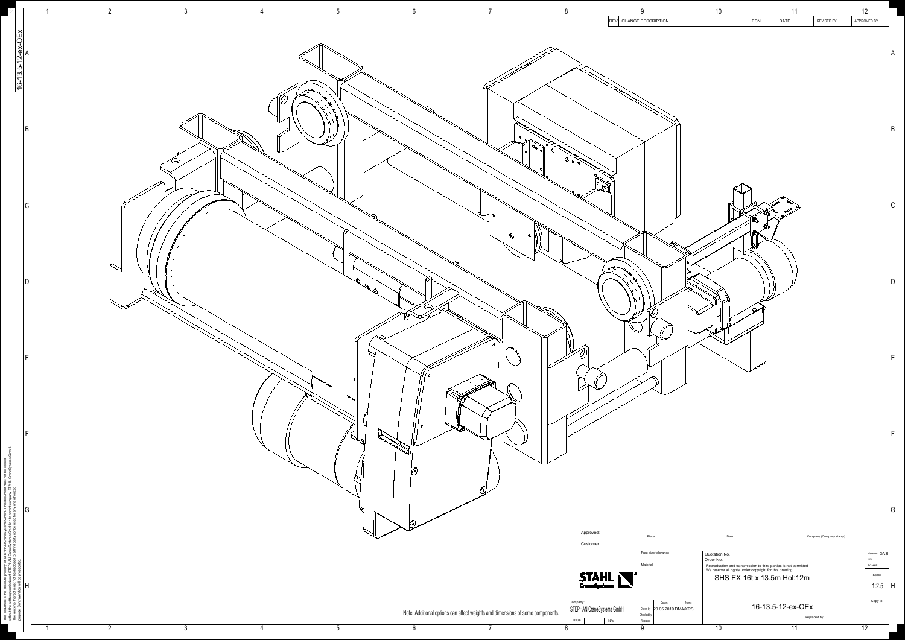| REV | CHANGE DESCRIPTION | ECN | DATE | REVISED BY | APPROVED BY |
| --- | --- | --- | --- | --- | --- |

Note! Additional options can affect weights and dimensions of some components.

Approved:

Customer

Place | Date | Company (Company stamp)

| | | | |
| --- | --- | --- | --- |
| STAHL CraneSystems | Free size tolerance | Quotation No. | Version: DAS |
| | | Order No. | NSL |
| | Material | Reproduction and transmission to third parties is not permitted. We reserve all rights under copyright for this drawing | TCHAR |
| | | SHS EX 16t x 13.5m Hol:12m | Scale 1:2.5 |
| Company: STEPHAN CraneSystems GmbH | Drawn by 20.05.2019 DMA/XRS | 16-13.5-12-ex-OEx | Copy to |
| | Checked by | | |
| Issue N/a | Released | Replaced by | |

16-13.5-12-ex-OEx

This document is the absolute property of STEPHAN CraneSystems GmbH. This document must not be copied without the written permission of STEPHAN CraneSystems GmbH or its parent company STAHL CraneSystems GmbH. The contents thereof must not be disclosed to a third party nor be used for any unauthorized purpose. Contravention will be prosecuted.